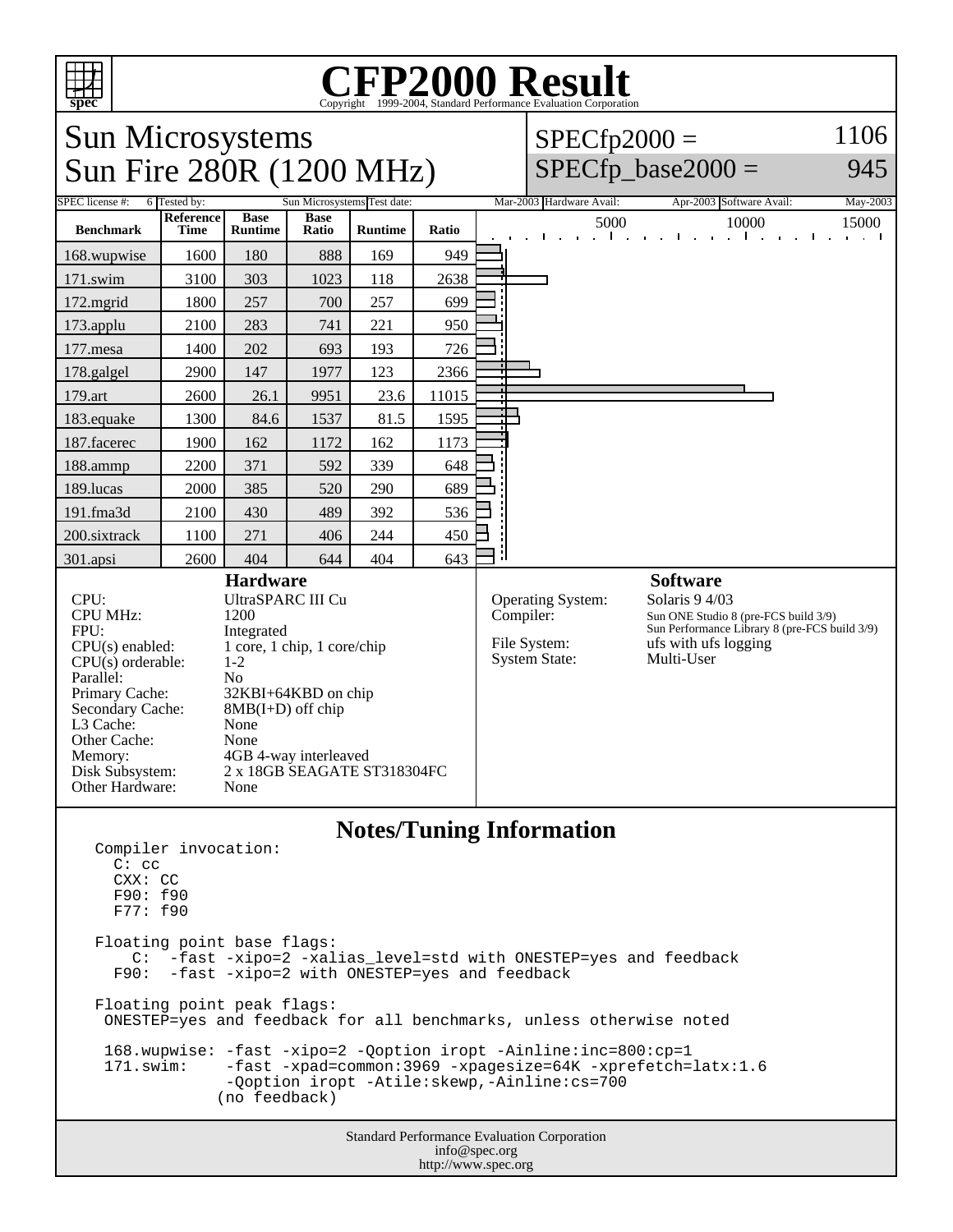# CFP2000 Result

Copyright 1999-2004, Standard Performance Evaluation Corporation

## Sun Microsystems
## Sun Fire 280R (1200 MHz)

SPECfp2000 = 1106

SPECfp_base2000 = 945

| SPEC license #: | 6 | Tested by: | Sun Microsystems | Test date: | Mar-2003 | Hardware Avail: | Apr-2003 | Software Avail: | May-2003 |
|---|---|---|---|---|---|---|---|---|---|

| Benchmark | Reference Time | Base Runtime | Base Ratio | Runtime | Ratio |
|---|---|---|---|---|---|
| 168.wupwise | 1600 | 180 | 888 | 169 | 949 |
| 171.swim | 3100 | 303 | 1023 | 118 | 2638 |
| 172.mgrid | 1800 | 257 | 700 | 257 | 699 |
| 173.applu | 2100 | 283 | 741 | 221 | 950 |
| 177.mesa | 1400 | 202 | 693 | 193 | 726 |
| 178.galgel | 2900 | 147 | 1977 | 123 | 2366 |
| 179.art | 2600 | 26.1 | 9951 | 23.6 | 11015 |
| 183.equake | 1300 | 84.6 | 1537 | 81.5 | 1595 |
| 187.facerec | 1900 | 162 | 1172 | 162 | 1173 |
| 188.ammp | 2200 | 371 | 592 | 339 | 648 |
| 189.lucas | 2000 | 385 | 520 | 290 | 689 |
| 191.fma3d | 2100 | 430 | 489 | 392 | 536 |
| 200.sixtrack | 1100 | 271 | 406 | 244 | 450 |
| 301.apsi | 2600 | 404 | 644 | 404 | 643 |

### Hardware

| | |
|---|---|
| CPU: | UltraSPARC III Cu |
| CPU MHz: | 1200 |
| FPU: | Integrated |
| CPU(s) enabled: | 1 core, 1 chip, 1 core/chip |
| CPU(s) orderable: | 1-2 |
| Parallel: | No |
| Primary Cache: | 32KBI+64KBD on chip |
| Secondary Cache: | 8MB(I+D) off chip |
| L3 Cache: | None |
| Other Cache: | None |
| Memory: | 4GB 4-way interleaved |
| Disk Subsystem: | 2 x 18GB SEAGATE ST318304FC |
| Other Hardware: | None |

### Software

| | |
|---|---|
| Operating System: | Solaris 9 4/03 |
| Compiler: | Sun ONE Studio 8 (pre-FCS build 3/9)<br>Sun Performance Library 8 (pre-FCS build 3/9) |
| File System: | ufs with ufs logging |
| System State: | Multi-User |

### Notes/Tuning Information

```
Compiler invocation:
  C: cc
  CXX: CC
  F90: f90
  F77: f90

Floating point base flags:
    C:  -fast -xipo=2 -xalias_level=std with ONESTEP=yes and feedback
  F90:  -fast -xipo=2 with ONESTEP=yes and feedback

Floating point peak flags:
 ONESTEP=yes and feedback for all benchmarks, unless otherwise noted

 168.wupwise: -fast -xipo=2 -Qoption iropt -Ainline:inc=800:cp=1
 171.swim:    -fast -xpad=common:3969 -xpagesize=64K -xprefetch=latx:1.6
              -Qoption iropt -Atile:skewp,-Ainline:cs=700
             (no feedback)
```

Standard Performance Evaluation Corporation
info@spec.org
http://www.spec.org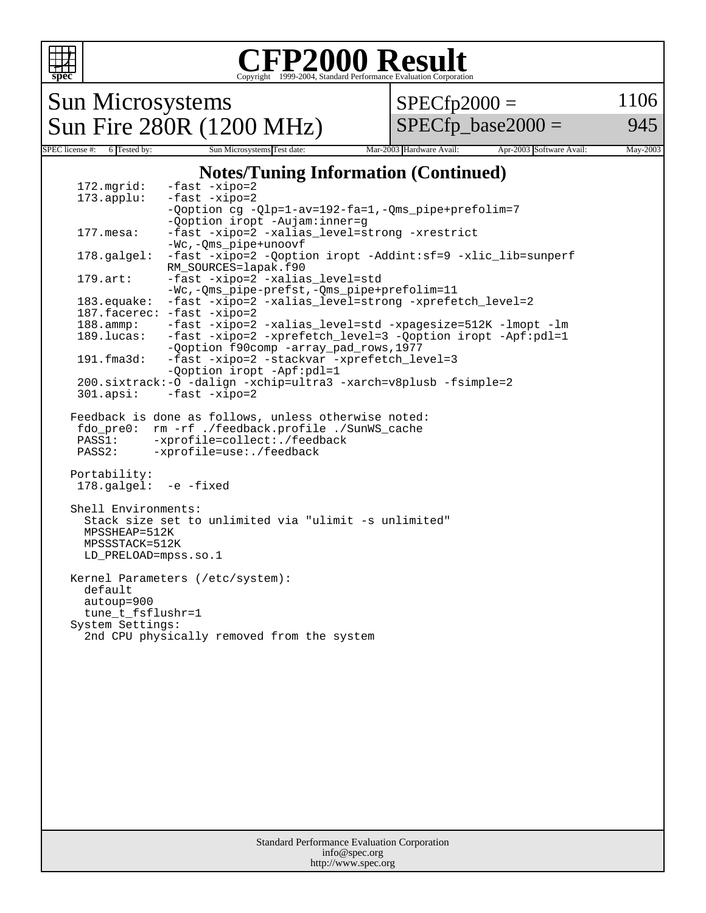# CFP2000 Result

Copyright 1999-2004, Standard Performance Evaluation Corporation

## Sun Microsystems
## Sun Fire 280R (1200 MHz)

SPECfp2000 = 1106

SPECfp_base2000 = 945

| SPEC license #: | 6 | Tested by: | Sun Microsystems | Test date: | Mar-2003 | Hardware Avail: | Apr-2003 | Software Avail: | May-2003 |
|---|---|---|---|---|---|---|---|---|---|

### Notes/Tuning Information (Continued)

```
 172.mgrid:   -fast -xipo=2
 173.applu:   -fast -xipo=2
              -Qoption cg -Qlp=1-av=192-fa=1,-Qms_pipe+prefolim=7
              -Qoption iropt -Aujam:inner=g
 177.mesa:    -fast -xipo=2 -xalias_level=strong -xrestrict
              -Wc,-Qms_pipe+unoovf
 178.galgel:  -fast -xipo=2 -Qoption iropt -Addint:sf=9 -xlic_lib=sunperf
              RM_SOURCES=lapak.f90
 179.art:     -fast -xipo=2 -xalias_level=std
              -Wc,-Qms_pipe-prefst,-Qms_pipe+prefolim=11
 183.equake:  -fast -xipo=2 -xalias_level=strong -xprefetch_level=2
 187.facerec: -fast -xipo=2
 188.ammp:    -fast -xipo=2 -xalias_level=std -xpagesize=512K -lmopt -lm
 189.lucas:   -fast -xipo=2 -xprefetch_level=3 -Qoption iropt -Apf:pdl=1
              -Qoption f90comp -array_pad_rows,1977
 191.fma3d:   -fast -xipo=2 -stackvar -xprefetch_level=3
              -Qoption iropt -Apf:pdl=1
 200.sixtrack:-O -dalign -xchip=ultra3 -xarch=v8plusb -fsimple=2
 301.apsi:    -fast -xipo=2

Feedback is done as follows, unless otherwise noted:
 fdo_pre0:  rm -rf ./feedback.profile ./SunWS_cache
 PASS1:     -xprofile=collect:./feedback
 PASS2:     -xprofile=use:./feedback

Portability:
 178.galgel:  -e -fixed

Shell Environments:
  Stack size set to unlimited via "ulimit -s unlimited"
  MPSSHEAP=512K
  MPSSSTACK=512K
  LD_PRELOAD=mpss.so.1

Kernel Parameters (/etc/system):
  default
  autoup=900
  tune_t_fsflushr=1
System Settings:
  2nd CPU physically removed from the system
```

Standard Performance Evaluation Corporation
info@spec.org
http://www.spec.org